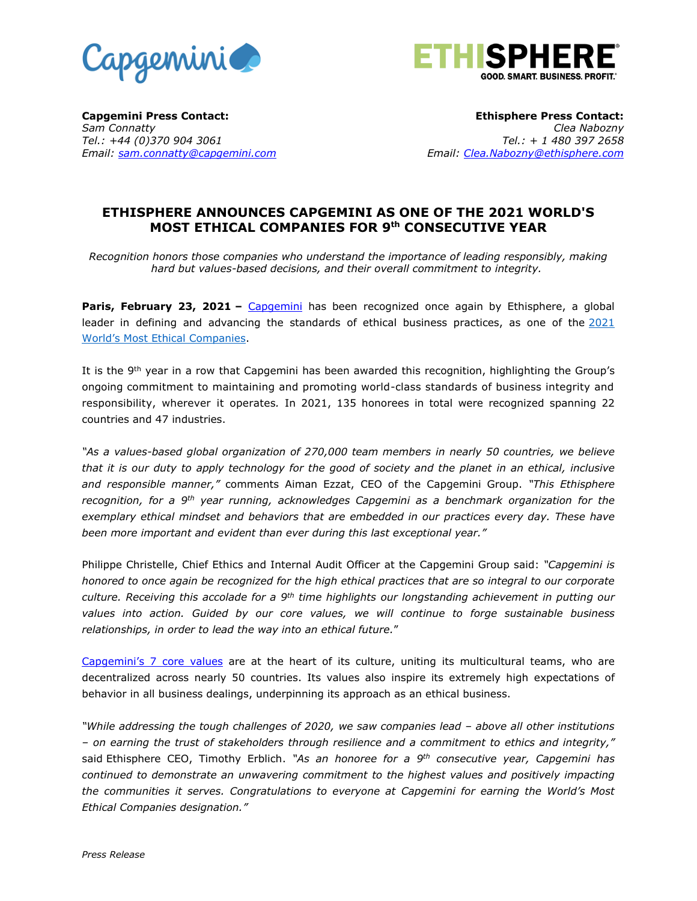**Capgemini Press Contact:**
*Sam Connatty*
*Tel.: +44 (0)370 904 3061*
*Email: sam.connatty@capgemini.com*

**Ethisphere Press Contact:**
*Clea Nabozny*
*Tel.: + 1 480 397 2658*
*Email: Clea.Nabozny@ethisphere.com*

# ETHISPHERE ANNOUNCES CAPGEMINI AS ONE OF THE 2021 WORLD'S MOST ETHICAL COMPANIES FOR 9th CONSECUTIVE YEAR

*Recognition honors those companies who understand the importance of leading responsibly, making hard but values-based decisions, and their overall commitment to integrity.*

**Paris, February 23, 2021 –** Capgemini has been recognized once again by Ethisphere, a global leader in defining and advancing the standards of ethical business practices, as one of the 2021 World's Most Ethical Companies.

It is the 9th year in a row that Capgemini has been awarded this recognition, highlighting the Group's ongoing commitment to maintaining and promoting world-class standards of business integrity and responsibility, wherever it operates. In 2021, 135 honorees in total were recognized spanning 22 countries and 47 industries.

*"As a values-based global organization of 270,000 team members in nearly 50 countries, we believe that it is our duty to apply technology for the good of society and the planet in an ethical, inclusive and responsible manner,"* comments Aiman Ezzat, CEO of the Capgemini Group. *"This Ethisphere recognition, for a 9th year running, acknowledges Capgemini as a benchmark organization for the exemplary ethical mindset and behaviors that are embedded in our practices every day. These have been more important and evident than ever during this last exceptional year."*

Philippe Christelle, Chief Ethics and Internal Audit Officer at the Capgemini Group said: *"Capgemini is honored to once again be recognized for the high ethical practices that are so integral to our corporate culture. Receiving this accolade for a 9th time highlights our longstanding achievement in putting our values into action. Guided by our core values, we will continue to forge sustainable business relationships, in order to lead the way into an ethical future."*

Capgemini's 7 core values are at the heart of its culture, uniting its multicultural teams, who are decentralized across nearly 50 countries. Its values also inspire its extremely high expectations of behavior in all business dealings, underpinning its approach as an ethical business.

*"While addressing the tough challenges of 2020, we saw companies lead – above all other institutions – on earning the trust of stakeholders through resilience and a commitment to ethics and integrity,"* said Ethisphere CEO, Timothy Erblich. *"As an honoree for a 9th consecutive year, Capgemini has continued to demonstrate an unwavering commitment to the highest values and positively impacting the communities it serves. Congratulations to everyone at Capgemini for earning the World's Most Ethical Companies designation."*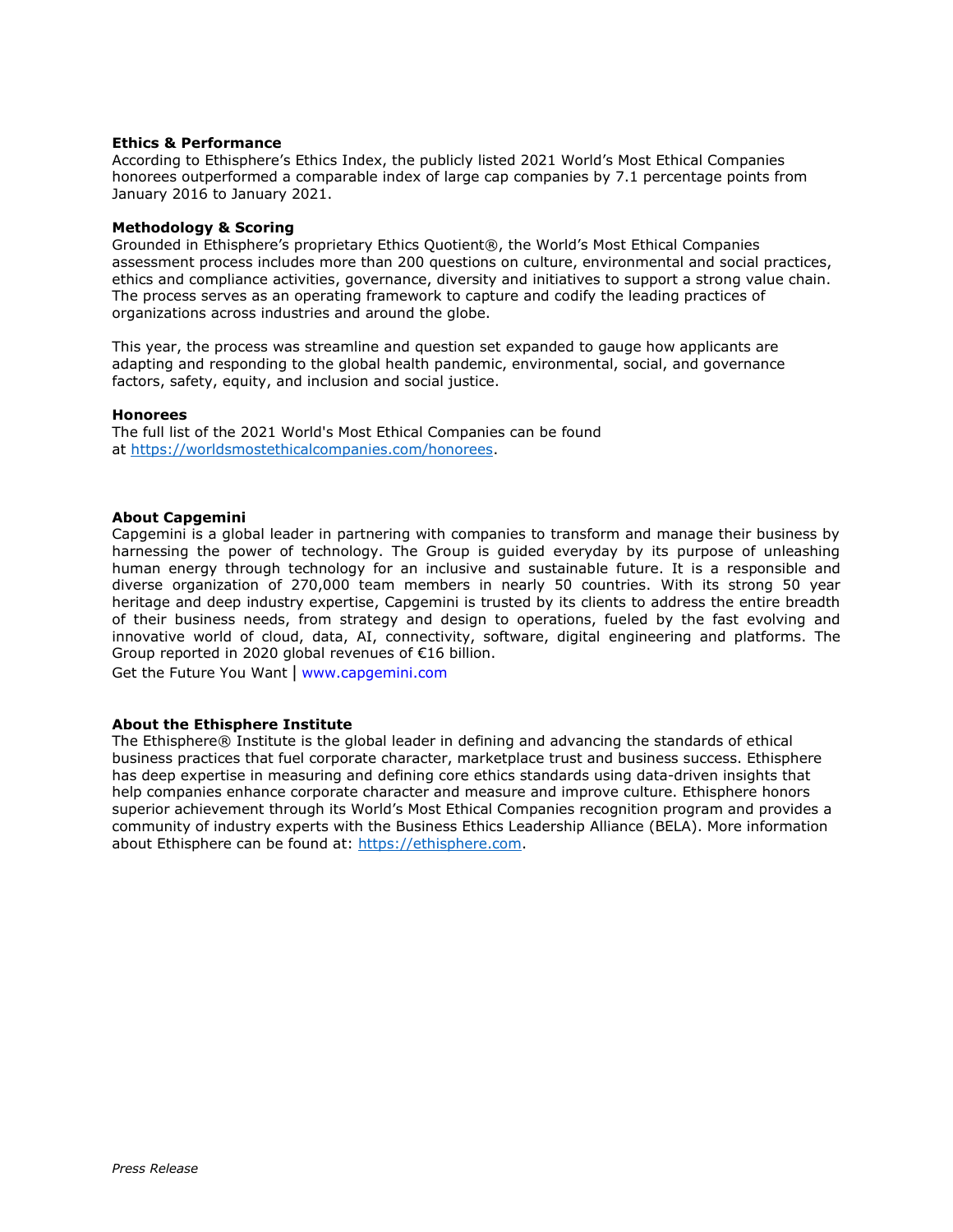**Ethics & Performance**

According to Ethisphere's Ethics Index, the publicly listed 2021 World's Most Ethical Companies honorees outperformed a comparable index of large cap companies by 7.1 percentage points from January 2016 to January 2021.

**Methodology & Scoring**

Grounded in Ethisphere's proprietary Ethics Quotient®, the World's Most Ethical Companies assessment process includes more than 200 questions on culture, environmental and social practices, ethics and compliance activities, governance, diversity and initiatives to support a strong value chain. The process serves as an operating framework to capture and codify the leading practices of organizations across industries and around the globe.

This year, the process was streamline and question set expanded to gauge how applicants are adapting and responding to the global health pandemic, environmental, social, and governance factors, safety, equity, and inclusion and social justice.

**Honorees**

The full list of the 2021 World's Most Ethical Companies can be found at https://worldsmostethicalcompanies.com/honorees.

**About Capgemini**

Capgemini is a global leader in partnering with companies to transform and manage their business by harnessing the power of technology. The Group is guided everyday by its purpose of unleashing human energy through technology for an inclusive and sustainable future. It is a responsible and diverse organization of 270,000 team members in nearly 50 countries. With its strong 50 year heritage and deep industry expertise, Capgemini is trusted by its clients to address the entire breadth of their business needs, from strategy and design to operations, fueled by the fast evolving and innovative world of cloud, data, AI, connectivity, software, digital engineering and platforms. The Group reported in 2020 global revenues of €16 billion.

Get the Future You Want | www.capgemini.com

**About the Ethisphere Institute**

The Ethisphere® Institute is the global leader in defining and advancing the standards of ethical business practices that fuel corporate character, marketplace trust and business success. Ethisphere has deep expertise in measuring and defining core ethics standards using data-driven insights that help companies enhance corporate character and measure and improve culture. Ethisphere honors superior achievement through its World's Most Ethical Companies recognition program and provides a community of industry experts with the Business Ethics Leadership Alliance (BELA). More information about Ethisphere can be found at: https://ethisphere.com.